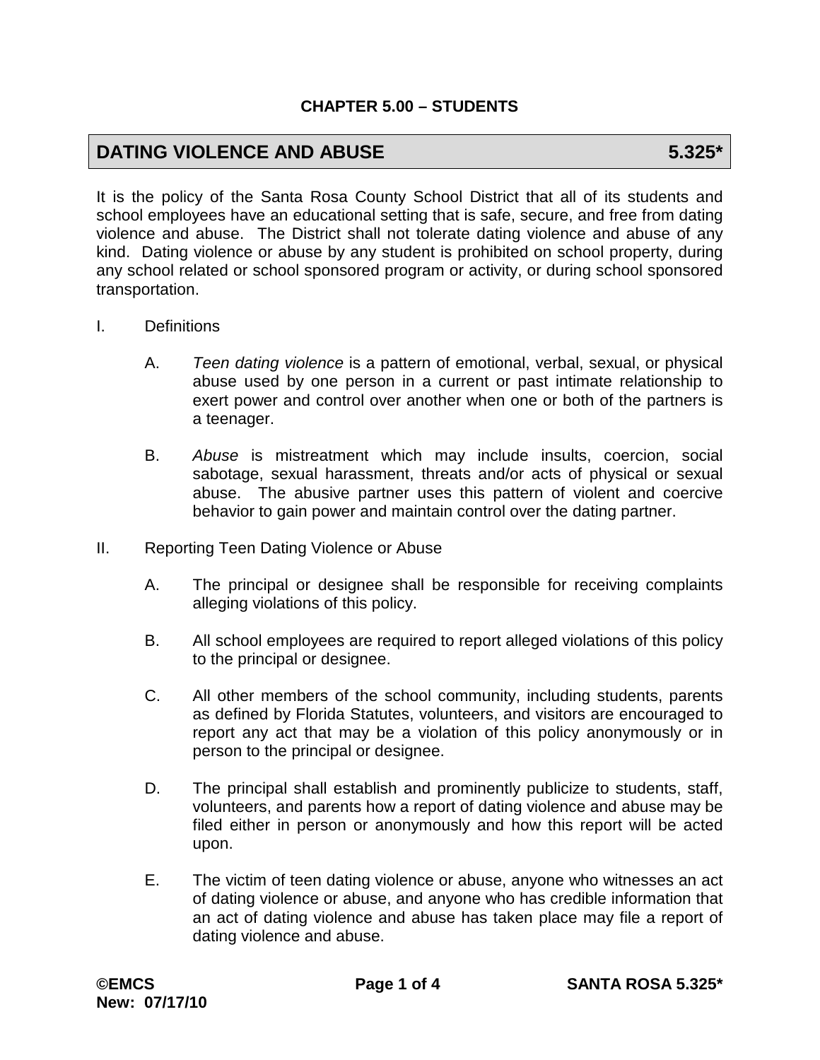## CHAPTER 5.00 – STUDENTS

# DATING VIOLENCE AND ABUSE 5.325*

It is the policy of the Santa Rosa County School District that all of its students and school employees have an educational setting that is safe, secure, and free from dating violence and abuse. The District shall not tolerate dating violence and abuse of any kind. Dating violence or abuse by any student is prohibited on school property, during any school related or school sponsored program or activity, or during school sponsored transportation.

I. Definitions

   A. *Teen dating violence* is a pattern of emotional, verbal, sexual, or physical abuse used by one person in a current or past intimate relationship to exert power and control over another when one or both of the partners is a teenager.

   B. *Abuse* is mistreatment which may include insults, coercion, social sabotage, sexual harassment, threats and/or acts of physical or sexual abuse. The abusive partner uses this pattern of violent and coercive behavior to gain power and maintain control over the dating partner.

II. Reporting Teen Dating Violence or Abuse

   A. The principal or designee shall be responsible for receiving complaints alleging violations of this policy.

   B. All school employees are required to report alleged violations of this policy to the principal or designee.

   C. All other members of the school community, including students, parents as defined by Florida Statutes, volunteers, and visitors are encouraged to report any act that may be a violation of this policy anonymously or in person to the principal or designee.

   D. The principal shall establish and prominently publicize to students, staff, volunteers, and parents how a report of dating violence and abuse may be filed either in person or anonymously and how this report will be acted upon.

   E. The victim of teen dating violence or abuse, anyone who witnesses an act of dating violence or abuse, and anyone who has credible information that an act of dating violence and abuse has taken place may file a report of dating violence and abuse.

©EMCS
New: 07/17/10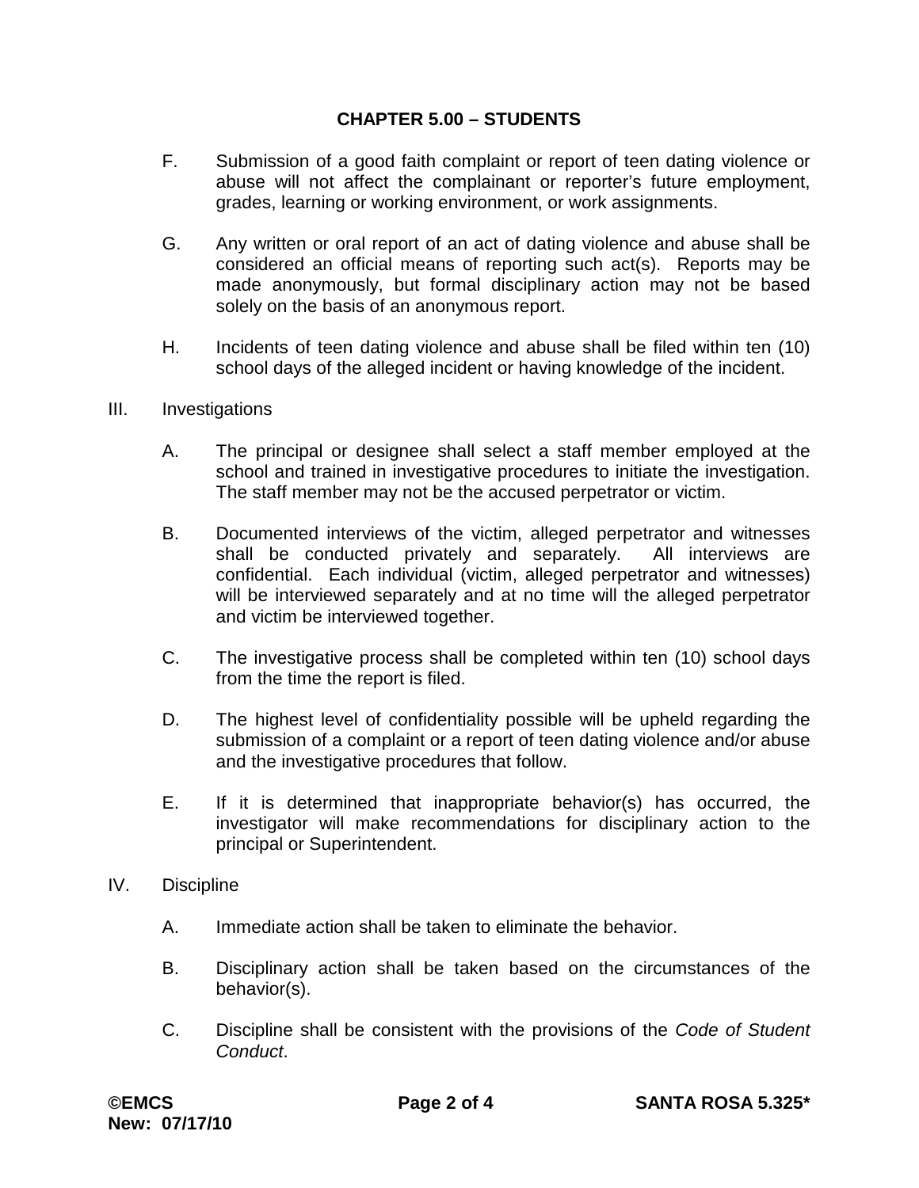F. Submission of a good faith complaint or report of teen dating violence or abuse will not affect the complainant or reporter's future employment, grades, learning or working environment, or work assignments.

G. Any written or oral report of an act of dating violence and abuse shall be considered an official means of reporting such act(s). Reports may be made anonymously, but formal disciplinary action may not be based solely on the basis of an anonymous report.

H. Incidents of teen dating violence and abuse shall be filed within ten (10) school days of the alleged incident or having knowledge of the incident.

III. Investigations

A. The principal or designee shall select a staff member employed at the school and trained in investigative procedures to initiate the investigation. The staff member may not be the accused perpetrator or victim.

B. Documented interviews of the victim, alleged perpetrator and witnesses shall be conducted privately and separately. All interviews are confidential. Each individual (victim, alleged perpetrator and witnesses) will be interviewed separately and at no time will the alleged perpetrator and victim be interviewed together.

C. The investigative process shall be completed within ten (10) school days from the time the report is filed.

D. The highest level of confidentiality possible will be upheld regarding the submission of a complaint or a report of teen dating violence and/or abuse and the investigative procedures that follow.

E. If it is determined that inappropriate behavior(s) has occurred, the investigator will make recommendations for disciplinary action to the principal or Superintendent.

IV. Discipline

A. Immediate action shall be taken to eliminate the behavior.

B. Disciplinary action shall be taken based on the circumstances of the behavior(s).

C. Discipline shall be consistent with the provisions of the *Code of Student Conduct*.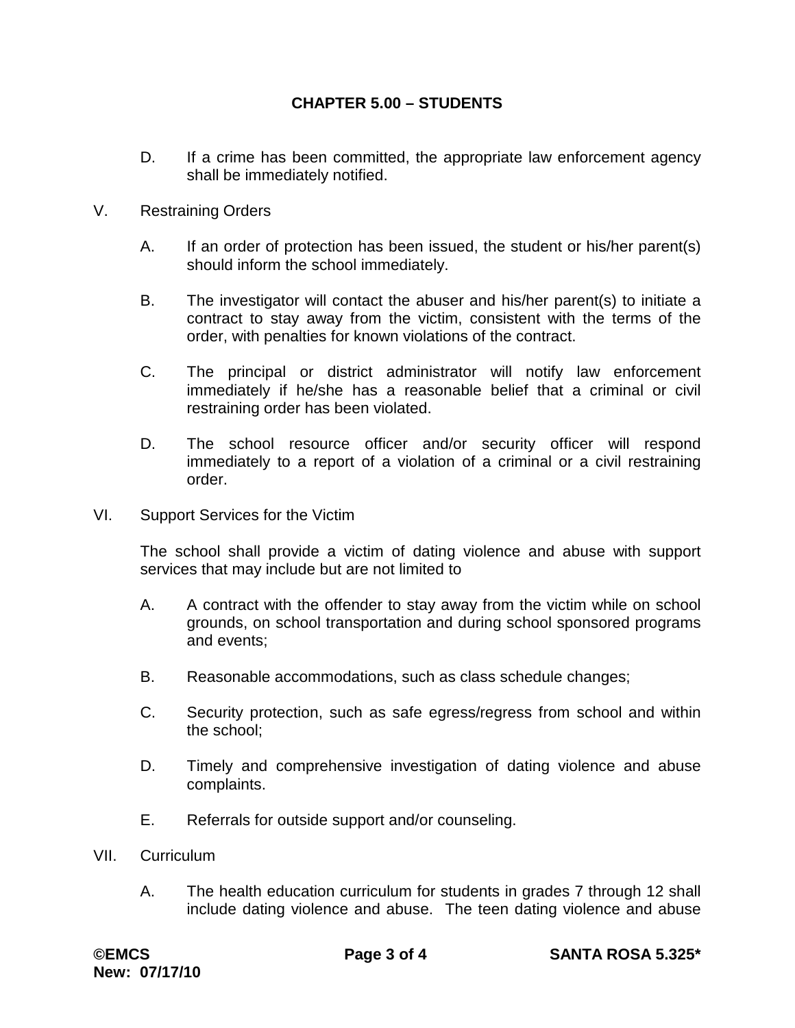D. If a crime has been committed, the appropriate law enforcement agency shall be immediately notified.

V. Restraining Orders

A. If an order of protection has been issued, the student or his/her parent(s) should inform the school immediately.

B. The investigator will contact the abuser and his/her parent(s) to initiate a contract to stay away from the victim, consistent with the terms of the order, with penalties for known violations of the contract.

C. The principal or district administrator will notify law enforcement immediately if he/she has a reasonable belief that a criminal or civil restraining order has been violated.

D. The school resource officer and/or security officer will respond immediately to a report of a violation of a criminal or a civil restraining order.

VI. Support Services for the Victim

The school shall provide a victim of dating violence and abuse with support services that may include but are not limited to

A. A contract with the offender to stay away from the victim while on school grounds, on school transportation and during school sponsored programs and events;

B. Reasonable accommodations, such as class schedule changes;

C. Security protection, such as safe egress/regress from school and within the school;

D. Timely and comprehensive investigation of dating violence and abuse complaints.

E. Referrals for outside support and/or counseling.

VII. Curriculum

A. The health education curriculum for students in grades 7 through 12 shall include dating violence and abuse. The teen dating violence and abuse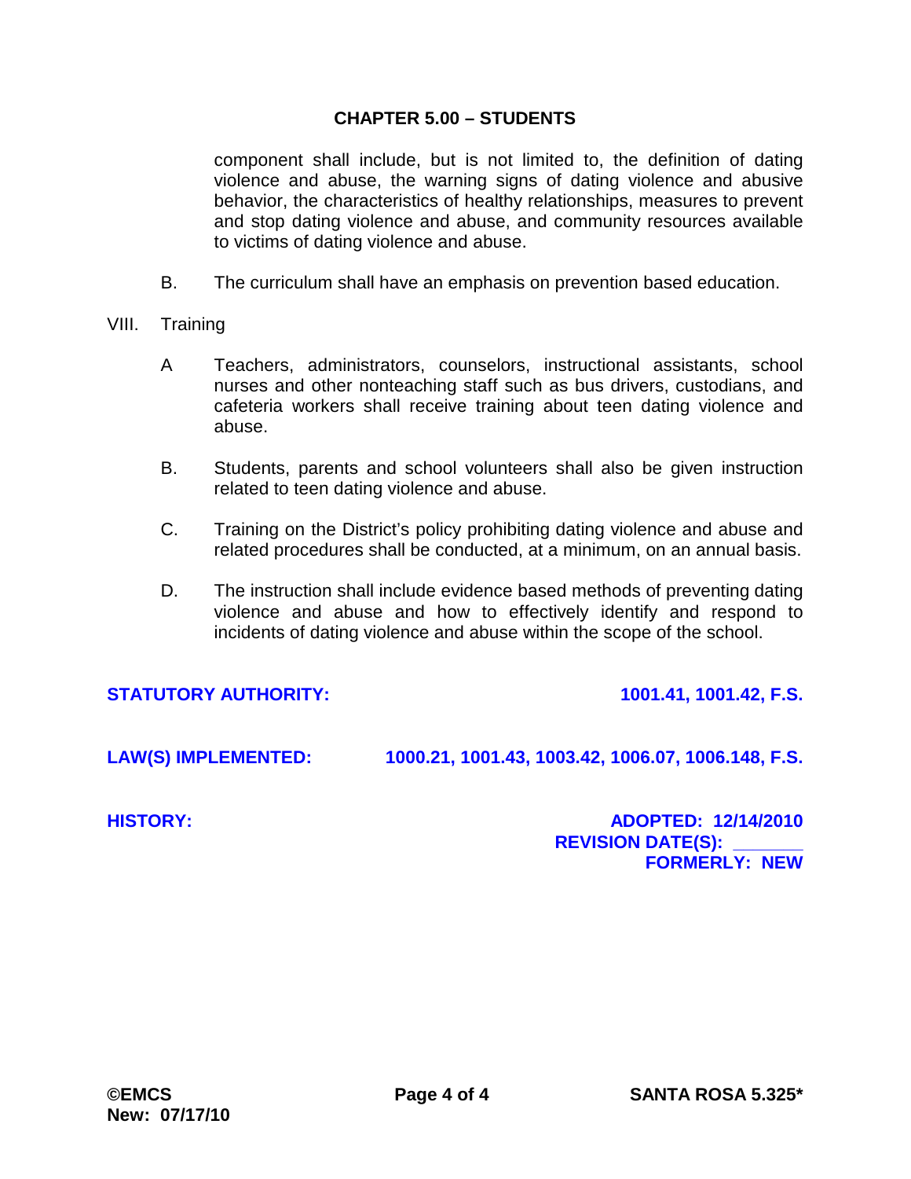component shall include, but is not limited to, the definition of dating violence and abuse, the warning signs of dating violence and abusive behavior, the characteristics of healthy relationships, measures to prevent and stop dating violence and abuse, and community resources available to victims of dating violence and abuse.

B. The curriculum shall have an emphasis on prevention based education.

VIII. Training

A Teachers, administrators, counselors, instructional assistants, school nurses and other nonteaching staff such as bus drivers, custodians, and cafeteria workers shall receive training about teen dating violence and abuse.

B. Students, parents and school volunteers shall also be given instruction related to teen dating violence and abuse.

C. Training on the District's policy prohibiting dating violence and abuse and related procedures shall be conducted, at a minimum, on an annual basis.

D. The instruction shall include evidence based methods of preventing dating violence and abuse and how to effectively identify and respond to incidents of dating violence and abuse within the scope of the school.

**STATUTORY AUTHORITY:** **1001.41, 1001.42, F.S.**

**LAW(S) IMPLEMENTED:** **1000.21, 1001.43, 1003.42, 1006.07, 1006.148, F.S.**

**HISTORY:** **ADOPTED: 12/14/2010**
**REVISION DATE(S): _______**
**FORMERLY: NEW**

**©EMCS**
**New: 07/17/10**

**SANTA ROSA 5.325***